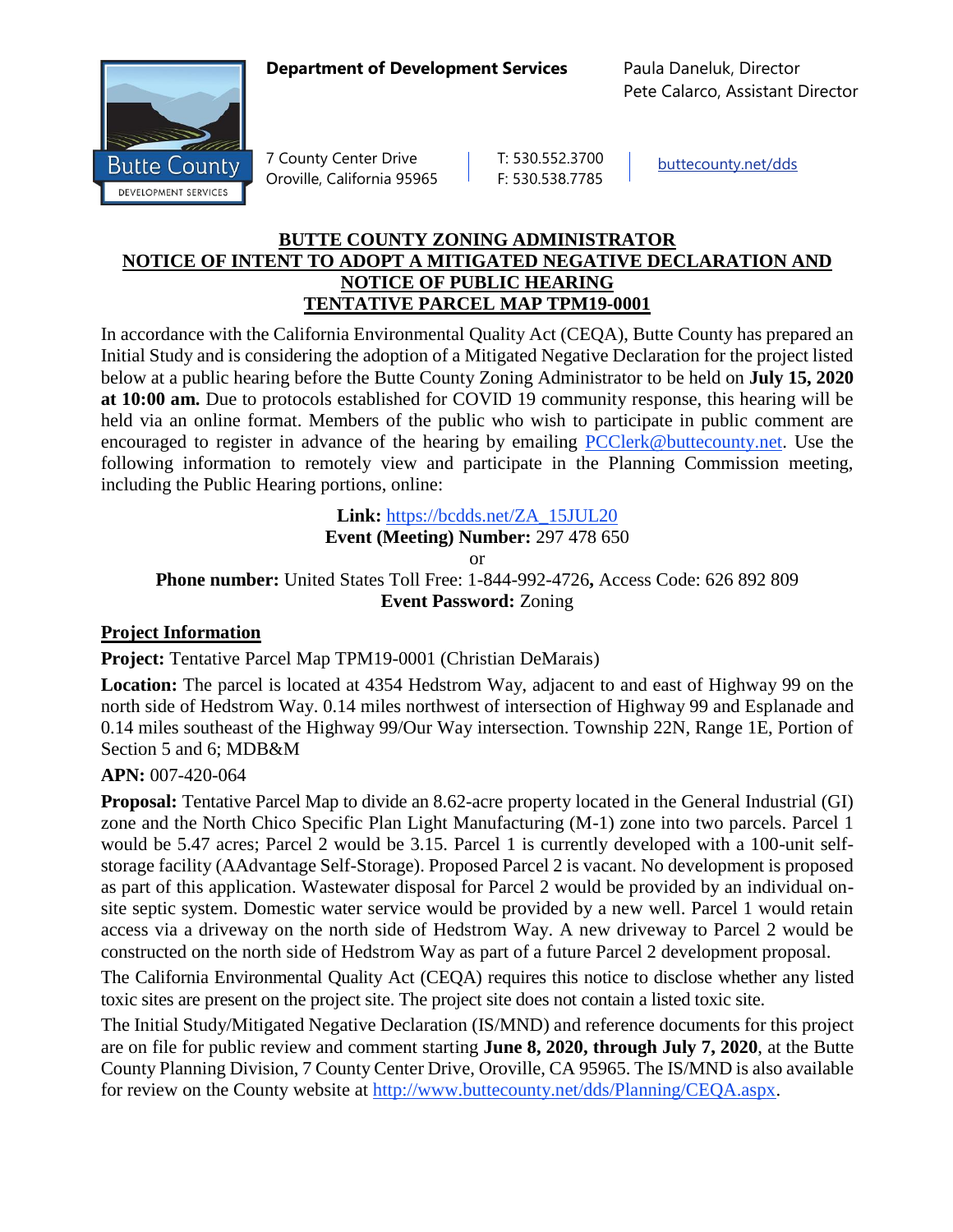**Department of Development Services**

Paula Daneluk, Director
Pete Calarco, Assistant Director

Butte County
DEVELOPMENT SERVICES

7 County Center Drive
Oroville, California 95965

T: 530.552.3700
F: 530.538.7785

buttecounty.net/dds

# BUTTE COUNTY ZONING ADMINISTRATOR NOTICE OF INTENT TO ADOPT A MITIGATED NEGATIVE DECLARATION AND NOTICE OF PUBLIC HEARING TENTATIVE PARCEL MAP TPM19-0001

In accordance with the California Environmental Quality Act (CEQA), Butte County has prepared an Initial Study and is considering the adoption of a Mitigated Negative Declaration for the project listed below at a public hearing before the Butte County Zoning Administrator to be held on **July 15, 2020 at 10:00 am.** Due to protocols established for COVID 19 community response, this hearing will be held via an online format. Members of the public who wish to participate in public comment are encouraged to register in advance of the hearing by emailing PCClerk@buttecounty.net. Use the following information to remotely view and participate in the Planning Commission meeting, including the Public Hearing portions, online:

**Link:** https://bcdds.net/ZA_15JUL20
**Event (Meeting) Number:** 297 478 650
or
**Phone number:** United States Toll Free: 1-844-992-4726**,** Access Code: 626 892 809
**Event Password:** Zoning

## Project Information

**Project:** Tentative Parcel Map TPM19-0001 (Christian DeMarais)

**Location:** The parcel is located at 4354 Hedstrom Way, adjacent to and east of Highway 99 on the north side of Hedstrom Way. 0.14 miles northwest of intersection of Highway 99 and Esplanade and 0.14 miles southeast of the Highway 99/Our Way intersection. Township 22N, Range 1E, Portion of Section 5 and 6; MDB&M

**APN:** 007-420-064

**Proposal:** Tentative Parcel Map to divide an 8.62-acre property located in the General Industrial (GI) zone and the North Chico Specific Plan Light Manufacturing (M-1) zone into two parcels. Parcel 1 would be 5.47 acres; Parcel 2 would be 3.15. Parcel 1 is currently developed with a 100-unit self-storage facility (AAdvantage Self-Storage). Proposed Parcel 2 is vacant. No development is proposed as part of this application. Wastewater disposal for Parcel 2 would be provided by an individual on-site septic system. Domestic water service would be provided by a new well. Parcel 1 would retain access via a driveway on the north side of Hedstrom Way. A new driveway to Parcel 2 would be constructed on the north side of Hedstrom Way as part of a future Parcel 2 development proposal.

The California Environmental Quality Act (CEQA) requires this notice to disclose whether any listed toxic sites are present on the project site. The project site does not contain a listed toxic site.

The Initial Study/Mitigated Negative Declaration (IS/MND) and reference documents for this project are on file for public review and comment starting **June 8, 2020, through July 7, 2020**, at the Butte County Planning Division, 7 County Center Drive, Oroville, CA 95965. The IS/MND is also available for review on the County website at http://www.buttecounty.net/dds/Planning/CEQA.aspx.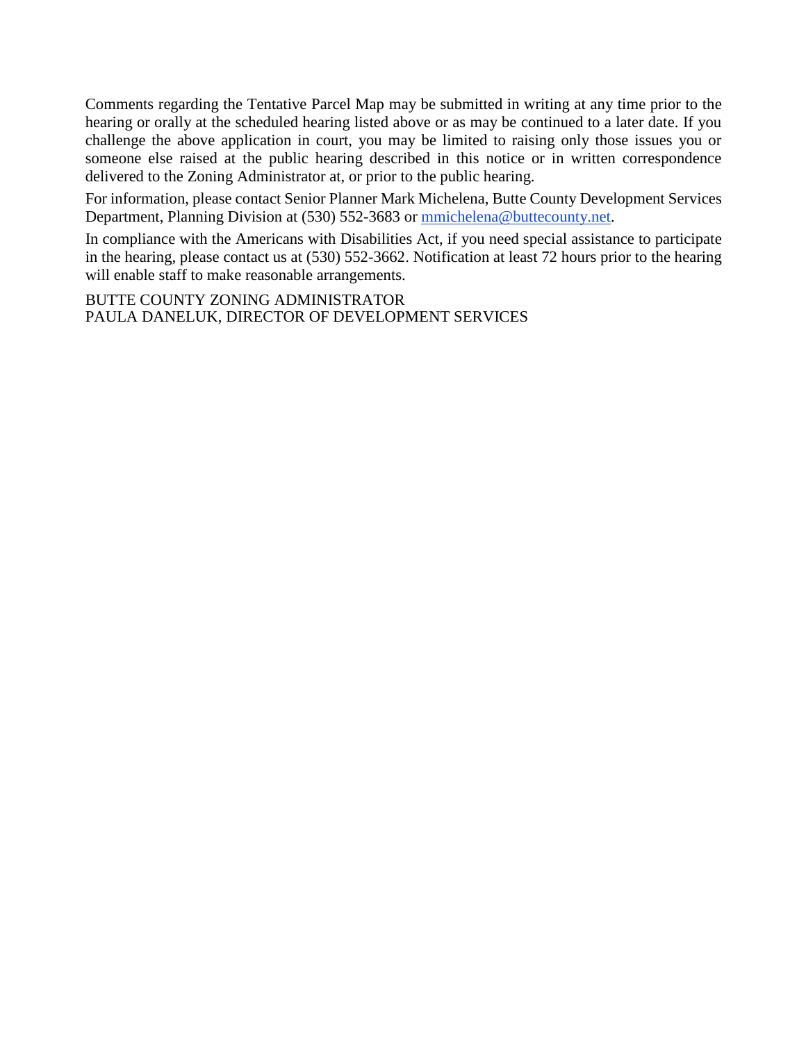Comments regarding the Tentative Parcel Map may be submitted in writing at any time prior to the hearing or orally at the scheduled hearing listed above or as may be continued to a later date. If you challenge the above application in court, you may be limited to raising only those issues you or someone else raised at the public hearing described in this notice or in written correspondence delivered to the Zoning Administrator at, or prior to the public hearing.

For information, please contact Senior Planner Mark Michelena, Butte County Development Services Department, Planning Division at (530) 552-3683 or mmichelena@buttecounty.net.

In compliance with the Americans with Disabilities Act, if you need special assistance to participate in the hearing, please contact us at (530) 552-3662. Notification at least 72 hours prior to the hearing will enable staff to make reasonable arrangements.

BUTTE COUNTY ZONING ADMINISTRATOR
PAULA DANELUK, DIRECTOR OF DEVELOPMENT SERVICES